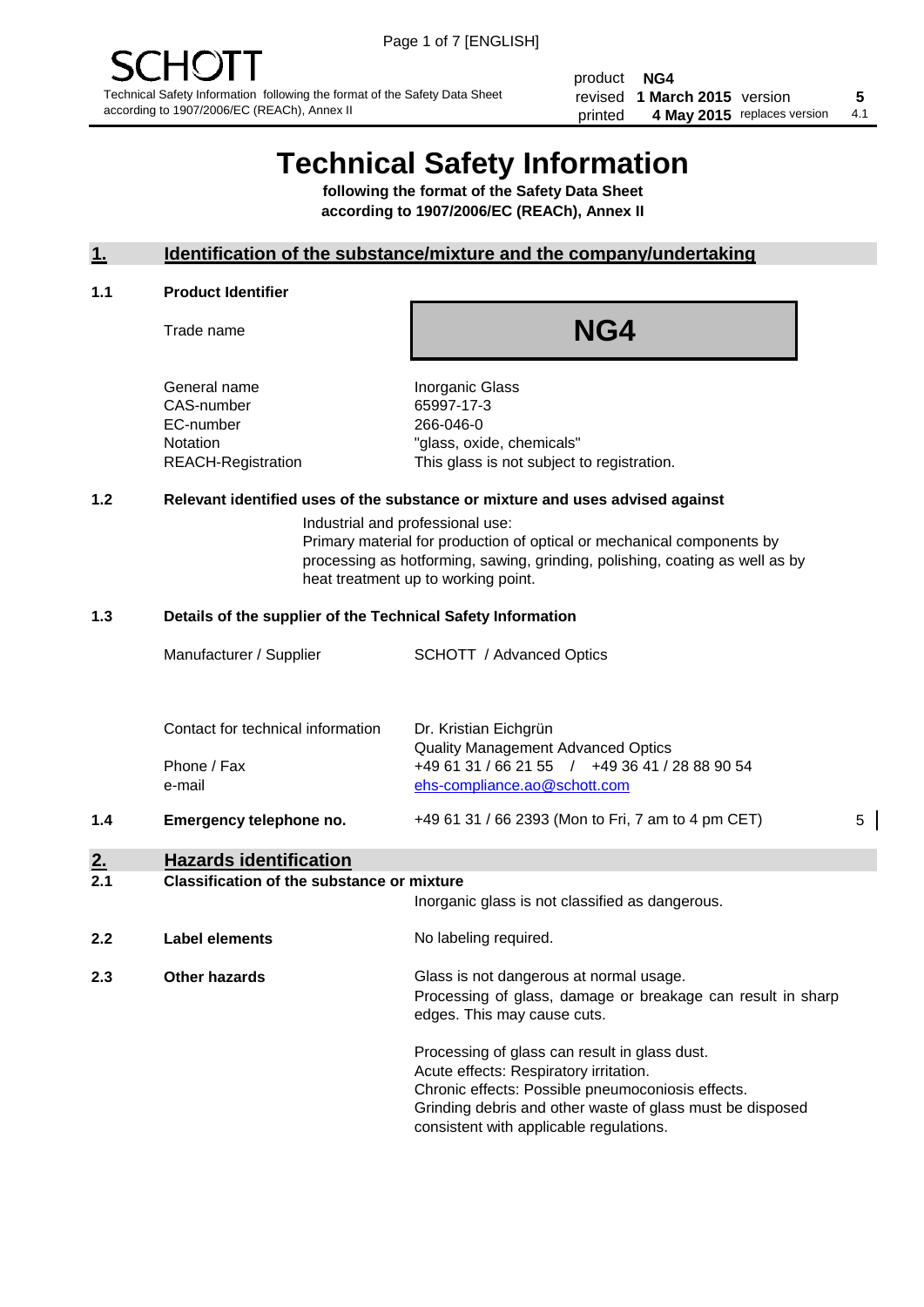SCHOTT

Technical Safety Information following the format of the Safety Data Sheet according to 1907/2006/EC (REACh), Annex II

| product | NG4 | | |
|---|---|---|---|
| revised | 1 March 2015 | version | 5 |
| printed | 4 May 2015 | replaces version | 4.1 |

# Technical Safety Information

**following the format of the Safety Data Sheet according to 1907/2006/EC (REACh), Annex II**

## 1. Identification of the substance/mixture and the company/undertaking

### 1.1 Product Identifier

Trade name: **NG4**

| | |
|---|---|
| General name | Inorganic Glass |
| CAS-number | 65997-17-3 |
| EC-number | 266-046-0 |
| Notation | "glass, oxide, chemicals" |
| REACH-Registration | This glass is not subject to registration. |

### 1.2 Relevant identified uses of the substance or mixture and uses advised against

Industrial and professional use:
Primary material for production of optical or mechanical components by processing as hotforming, sawing, grinding, polishing, coating as well as by heat treatment up to working point.

### 1.3 Details of the supplier of the Technical Safety Information

| | |
|---|---|
| Manufacturer / Supplier | SCHOTT / Advanced Optics |
| Contact for technical information | Dr. Kristian Eichgrün<br>Quality Management Advanced Optics |
| Phone / Fax | +49 61 31 / 66 21 55 / +49 36 41 / 28 88 90 54 |
| e-mail | ehs-compliance.ao@schott.com |

### 1.4 Emergency telephone no.

+49 61 31 / 66 2393 (Mon to Fri, 7 am to 4 pm CET) 5

## 2. Hazards identification

### 2.1 Classification of the substance or mixture

Inorganic glass is not classified as dangerous.

### 2.2 Label elements

No labeling required.

### 2.3 Other hazards

Glass is not dangerous at normal usage.
Processing of glass, damage or breakage can result in sharp edges. This may cause cuts.

Processing of glass can result in glass dust.
Acute effects: Respiratory irritation.
Chronic effects: Possible pneumoconiosis effects.
Grinding debris and other waste of glass must be disposed consistent with applicable regulations.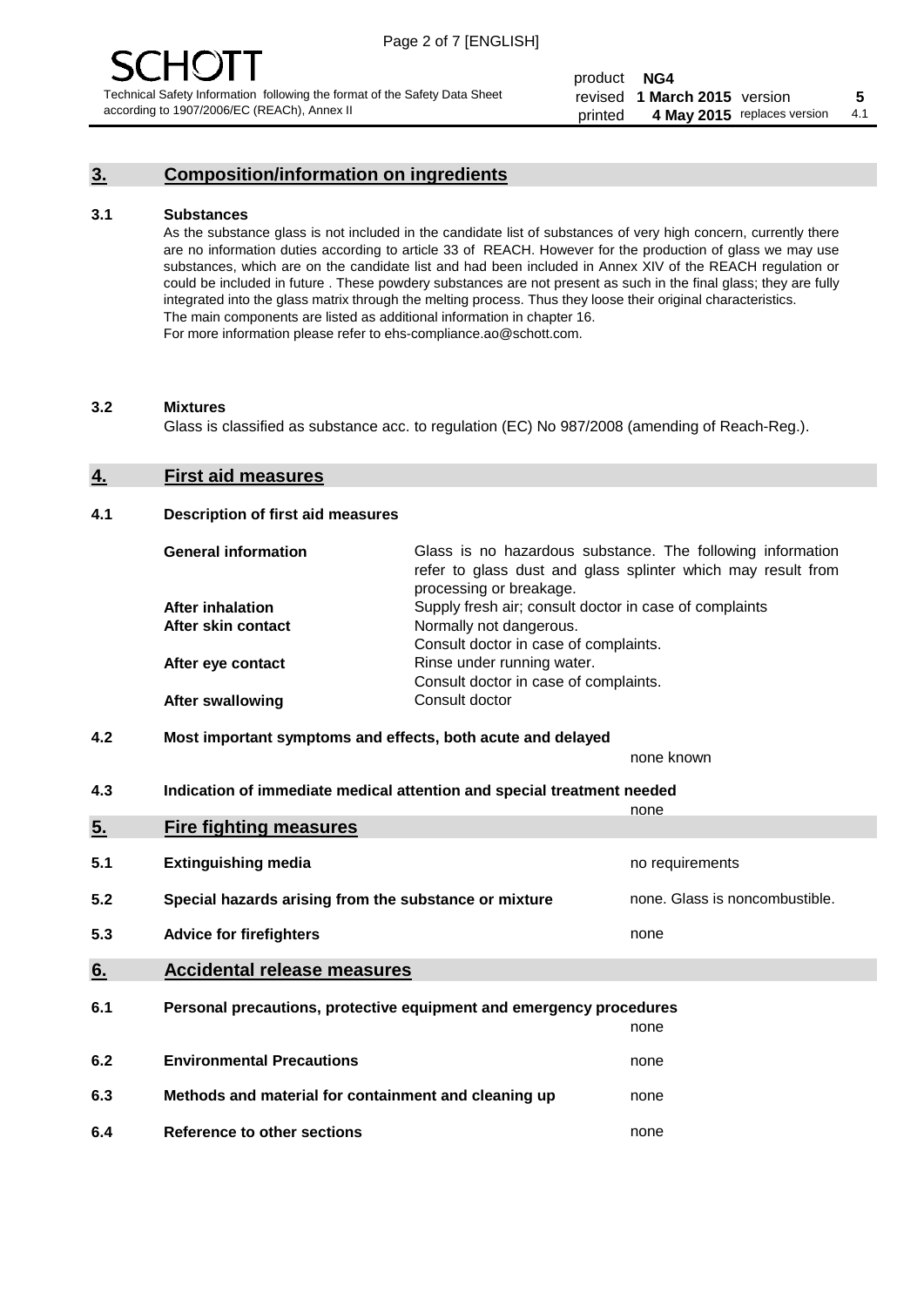## 3. Composition/information on ingredients

**3.1 Substances**

As the substance glass is not included in the candidate list of substances of very high concern, currently there are no information duties according to article 33 of REACH. However for the production of glass we may use substances, which are on the candidate list and had been included in Annex XIV of the REACH regulation or could be included in future . These powdery substances are not present as such in the final glass; they are fully integrated into the glass matrix through the melting process. Thus they loose their original characteristics.
The main components are listed as additional information in chapter 16.
For more information please refer to ehs-compliance.ao@schott.com.

**3.2 Mixtures**

Glass is classified as substance acc. to regulation (EC) No 987/2008 (amending of Reach-Reg.).

## 4. First aid measures

**4.1 Description of first aid measures**

| | |
|---|---|
| **General information** | Glass is no hazardous substance. The following information refer to glass dust and glass splinter which may result from processing or breakage. |
| **After inhalation** | Supply fresh air; consult doctor in case of complaints |
| **After skin contact** | Normally not dangerous. Consult doctor in case of complaints. |
| **After eye contact** | Rinse under running water. Consult doctor in case of complaints. |
| **After swallowing** | Consult doctor |

**4.2 Most important symptoms and effects, both acute and delayed**

none known

**4.3 Indication of immediate medical attention and special treatment needed**

none

## 5. Fire fighting measures

| | | |
|---|---|---|
| **5.1** | **Extinguishing media** | no requirements |
| **5.2** | **Special hazards arising from the substance or mixture** | none. Glass is noncombustible. |
| **5.3** | **Advice for firefighters** | none |

## 6. Accidental release measures

| | | |
|---|---|---|
| **6.1** | **Personal precautions, protective equipment and emergency procedures** | none |
| **6.2** | **Environmental Precautions** | none |
| **6.3** | **Methods and material for containment and cleaning up** | none |
| **6.4** | **Reference to other sections** | none |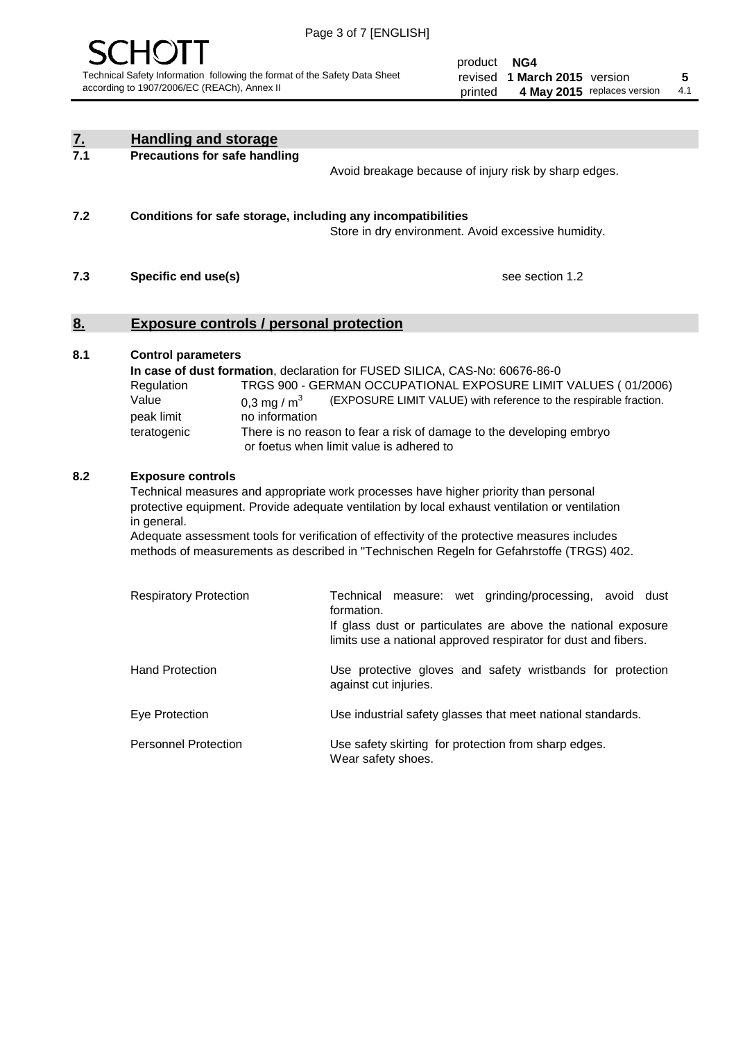## 7. Handling and storage

**7.1 Precautions for safe handling**

Avoid breakage because of injury risk by sharp edges.

**7.2 Conditions for safe storage, including any incompatibilities**

Store in dry environment. Avoid excessive humidity.

**7.3 Specific end use(s)**

see section 1.2

## 8. Exposure controls / personal protection

**8.1 Control parameters**

**In case of dust formation**, declaration for FUSED SILICA, CAS-No: 60676-86-0

| | |
|---|---|
| Regulation | TRGS 900 - GERMAN OCCUPATIONAL EXPOSURE LIMIT VALUES ( 01/2006) |
| Value | 0,3 mg / $m^3$ (EXPOSURE LIMIT VALUE) with reference to the respirable fraction. |
| peak limit | no information |
| teratogenic | There is no reason to fear a risk of damage to the developing embryo or foetus when limit value is adhered to |

**8.2 Exposure controls**

Technical measures and appropriate work processes have higher priority than personal protective equipment. Provide adequate ventilation by local exhaust ventilation or ventilation in general.

Adequate assessment tools for verification of effectivity of the protective measures includes methods of measurements as described in "Technischen Regeln for Gefahrstoffe (TRGS) 402.

| | |
|---|---|
| Respiratory Protection | Technical measure: wet grinding/processing, avoid dust formation. If glass dust or particulates are above the national exposure limits use a national approved respirator for dust and fibers. |
| Hand Protection | Use protective gloves and safety wristbands for protection against cut injuries. |
| Eye Protection | Use industrial safety glasses that meet national standards. |
| Personnel Protection | Use safety skirting for protection from sharp edges. Wear safety shoes. |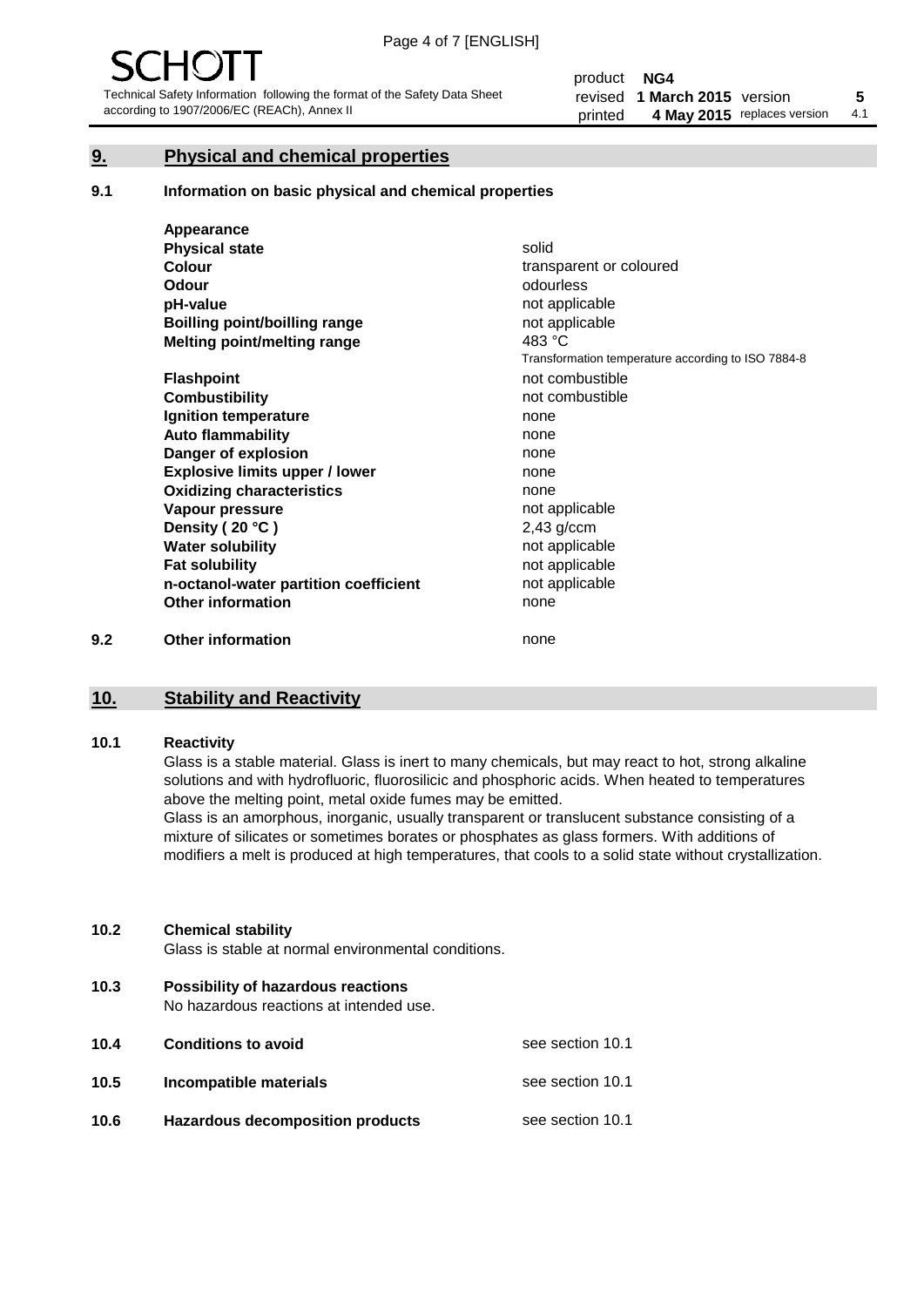SCHOTT

Technical Safety Information following the format of the Safety Data Sheet according to 1907/2006/EC (REACh), Annex II

| | | | | |
|---|---|---|---|---|
| product | **NG4** | | | |
| revised | **1 March 2015** | version | | **5** |
| printed | **4 May 2015** | replaces version | | 4.1 |

## 9. Physical and chemical properties

### 9.1 Information on basic physical and chemical properties

| | |
|---|---|
| **Appearance** | |
| **Physical state** | solid |
| **Colour** | transparent or coloured |
| **Odour** | odourless |
| **pH-value** | not applicable |
| **Boilling point/boilling range** | not applicable |
| **Melting point/melting range** | 483 °C<br>Transformation temperature according to ISO 7884-8 |
| **Flashpoint** | not combustible |
| **Combustibility** | not combustible |
| **Ignition temperature** | none |
| **Auto flammability** | none |
| **Danger of explosion** | none |
| **Explosive limits upper / lower** | none |
| **Oxidizing characteristics** | none |
| **Vapour pressure** | not applicable |
| **Density ( 20 °C )** | 2,43 g/ccm |
| **Water solubility** | not applicable |
| **Fat solubility** | not applicable |
| **n-octanol-water partition coefficient** | not applicable |
| **Other information** | none |

### 9.2 Other information

none

## 10. Stability and Reactivity

### 10.1 Reactivity

Glass is a stable material. Glass is inert to many chemicals, but may react to hot, strong alkaline solutions and with hydrofluoric, fluorosilicic and phosphoric acids. When heated to temperatures above the melting point, metal oxide fumes may be emitted.

Glass is an amorphous, inorganic, usually transparent or translucent substance consisting of a mixture of silicates or sometimes borates or phosphates as glass formers. With additions of modifiers a melt is produced at high temperatures, that cools to a solid state without crystallization.

### 10.2 Chemical stability

Glass is stable at normal environmental conditions.

### 10.3 Possibility of hazardous reactions

No hazardous reactions at intended use.

### 10.4 Conditions to avoid

see section 10.1

### 10.5 Incompatible materials

see section 10.1

### 10.6 Hazardous decomposition products

see section 10.1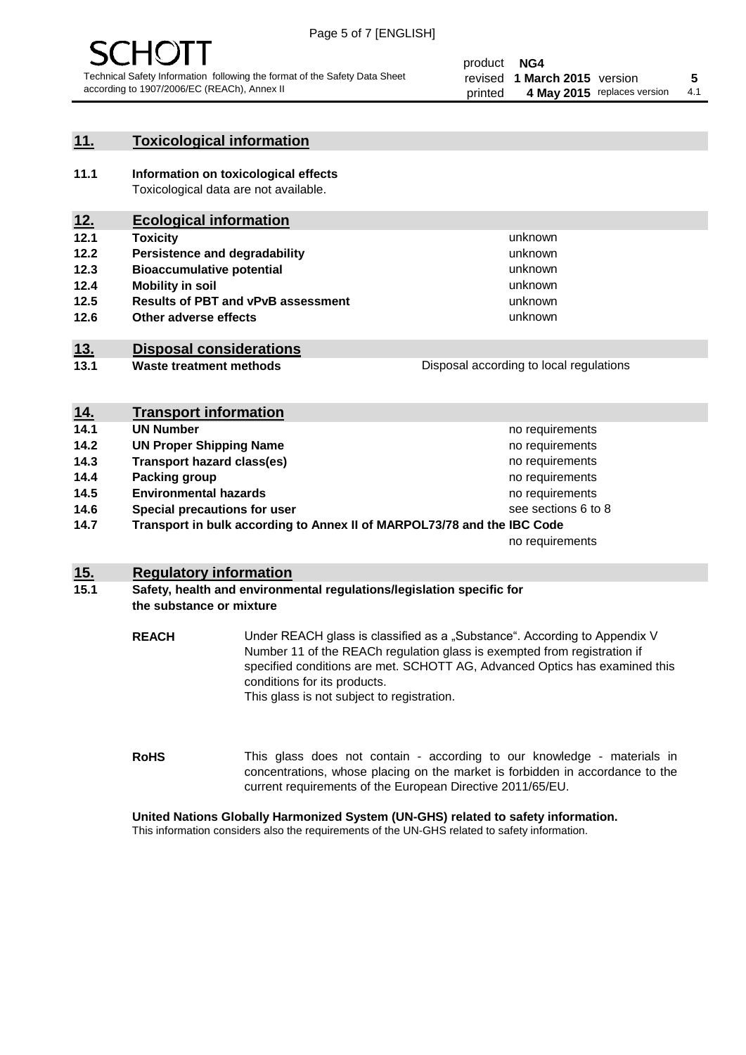## 11. Toxicological information

**11.1 Information on toxicological effects**

Toxicological data are not available.

## 12. Ecological information

| | | |
|---|---|---|
| **12.1** | **Toxicity** | unknown |
| **12.2** | **Persistence and degradability** | unknown |
| **12.3** | **Bioaccumulative potential** | unknown |
| **12.4** | **Mobility in soil** | unknown |
| **12.5** | **Results of PBT and vPvB assessment** | unknown |
| **12.6** | **Other adverse effects** | unknown |

## 13. Disposal considerations

| | | |
|---|---|---|
| **13.1** | **Waste treatment methods** | Disposal according to local regulations |

## 14. Transport information

| | | |
|---|---|---|
| **14.1** | **UN Number** | no requirements |
| **14.2** | **UN Proper Shipping Name** | no requirements |
| **14.3** | **Transport hazard class(es)** | no requirements |
| **14.4** | **Packing group** | no requirements |
| **14.5** | **Environmental hazards** | no requirements |
| **14.6** | **Special precautions for user** | see sections 6 to 8 |
| **14.7** | **Transport in bulk according to Annex II of MARPOL73/78 and the IBC Code** | no requirements |

## 15. Regulatory information

**15.1 Safety, health and environmental regulations/legislation specific for the substance or mixture**

**REACH**

Under REACH glass is classified as a „Substance“. According to Appendix V Number 11 of the REACh regulation glass is exempted from registration if specified conditions are met. SCHOTT AG, Advanced Optics has examined this conditions for its products.
This glass is not subject to registration.

**RoHS**

This glass does not contain - according to our knowledge - materials in concentrations, whose placing on the market is forbidden in accordance to the current requirements of the European Directive 2011/65/EU.

**United Nations Globally Harmonized System (UN-GHS) related to safety information.**

This information considers also the requirements of the UN-GHS related to safety information.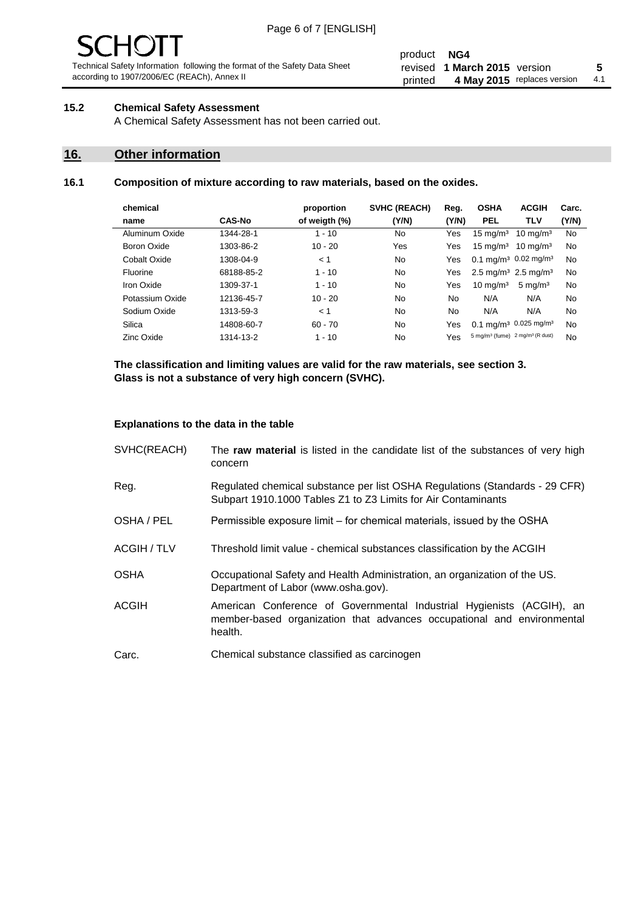### 15.2 Chemical Safety Assessment

A Chemical Safety Assessment has not been carried out.

## 16. Other information

### 16.1 Composition of mixture according to raw materials, based on the oxides.

| chemical name | CAS-No | proportion of weigth (%) | SVHC (REACH) (Y/N) | Reg. (Y/N) | OSHA PEL | ACGIH TLV | Carc. (Y/N) |
|---|---|---|---|---|---|---|---|
| Aluminum Oxide | 1344-28-1 | 1 - 10 | No | Yes | 15 mg/m³ | 10 mg/m³ | No |
| Boron Oxide | 1303-86-2 | 10 - 20 | Yes | Yes | 15 mg/m³ | 10 mg/m³ | No |
| Cobalt Oxide | 1308-04-9 | < 1 | No | Yes | 0.1 mg/m³ | 0.02 mg/m³ | No |
| Fluorine | 68188-85-2 | 1 - 10 | No | Yes | 2.5 mg/m³ | 2.5 mg/m³ | No |
| Iron Oxide | 1309-37-1 | 1 - 10 | No | Yes | 10 mg/m³ | 5 mg/m³ | No |
| Potassium Oxide | 12136-45-7 | 10 - 20 | No | No | N/A | N/A | No |
| Sodium Oxide | 1313-59-3 | < 1 | No | No | N/A | N/A | No |
| Silica | 14808-60-7 | 60 - 70 | No | Yes | 0.1 mg/m³ | 0.025 mg/m³ | No |
| Zinc Oxide | 1314-13-2 | 1 - 10 | No | Yes | 5 mg/m³ (fume) | 2 mg/m³ (R dust) | No |

**The classification and limiting values are valid for the raw materials, see section 3.**
**Glass is not a substance of very high concern (SVHC).**

#### Explanations to the data in the table

| | |
|---|---|
| SVHC(REACH) | The **raw material** is listed in the candidate list of the substances of very high concern |
| Reg. | Regulated chemical substance per list OSHA Regulations (Standards - 29 CFR) Subpart 1910.1000 Tables Z1 to Z3 Limits for Air Contaminants |
| OSHA / PEL | Permissible exposure limit – for chemical materials, issued by the OSHA |
| ACGIH / TLV | Threshold limit value - chemical substances classification by the ACGIH |
| OSHA | Occupational Safety and Health Administration, an organization of the US. Department of Labor (www.osha.gov). |
| ACGIH | American Conference of Governmental Industrial Hygienists (ACGIH), an member-based organization that advances occupational and environmental health. |
| Carc. | Chemical substance classified as carcinogen |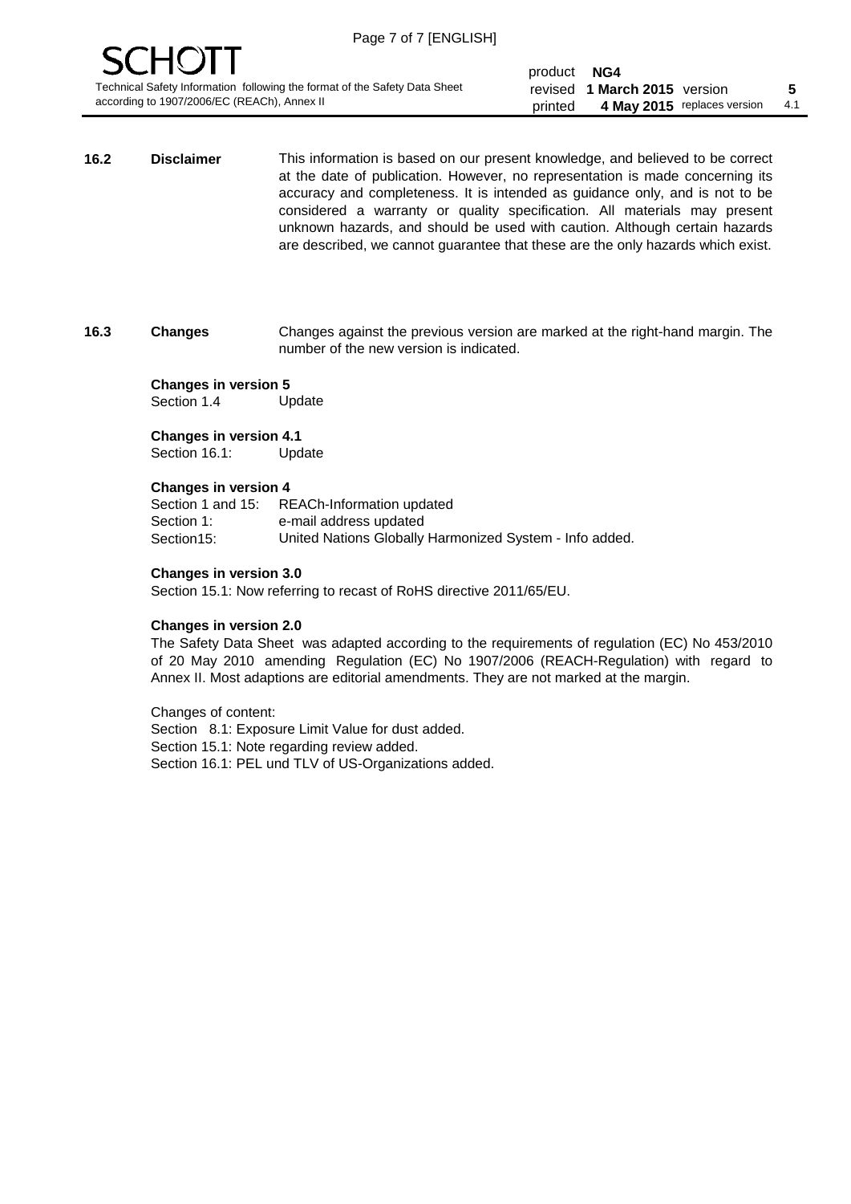**16.2 Disclaimer**

This information is based on our present knowledge, and believed to be correct at the date of publication. However, no representation is made concerning its accuracy and completeness. It is intended as guidance only, and is not to be considered a warranty or quality specification. All materials may present unknown hazards, and should be used with caution. Although certain hazards are described, we cannot guarantee that these are the only hazards which exist.

**16.3 Changes**

Changes against the previous version are marked at the right-hand margin. The number of the new version is indicated.

**Changes in version 5**

Section 1.4 Update

**Changes in version 4.1**

Section 16.1: Update

**Changes in version 4**

| | |
|---|---|
| Section 1 and 15: | REACh-Information updated |
| Section 1: | e-mail address updated |
| Section15: | United Nations Globally Harmonized System - Info added. |

**Changes in version 3.0**

Section 15.1: Now referring to recast of RoHS directive 2011/65/EU.

**Changes in version 2.0**

The Safety Data Sheet was adapted according to the requirements of regulation (EC) No 453/2010 of 20 May 2010 amending Regulation (EC) No 1907/2006 (REACH-Regulation) with regard to Annex II. Most adaptions are editorial amendments. They are not marked at the margin.

Changes of content:
Section 8.1: Exposure Limit Value for dust added.
Section 15.1: Note regarding review added.
Section 16.1: PEL und TLV of US-Organizations added.